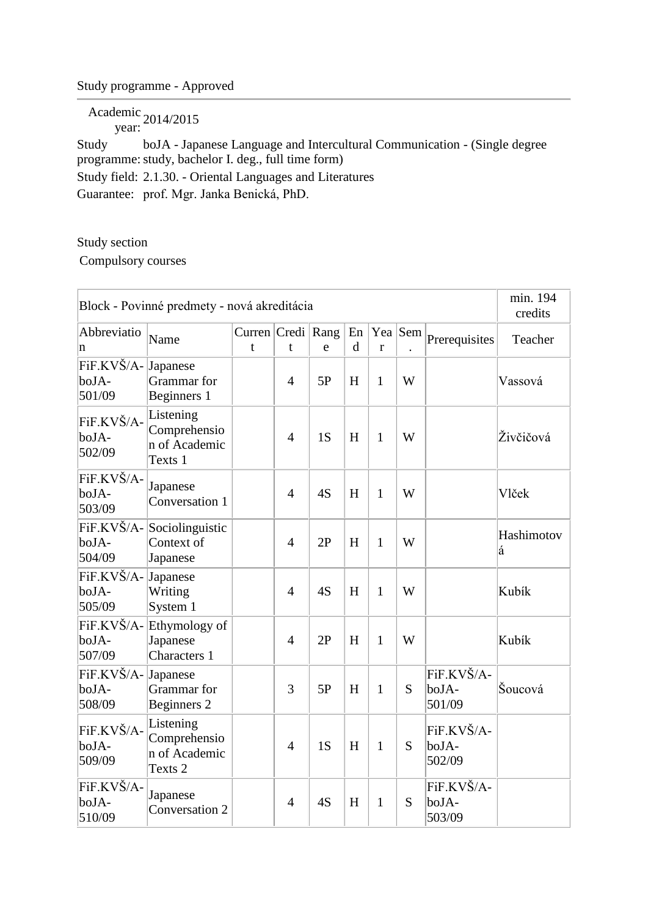Study programme - Approved

| | |
|---|---|
| Academic year: | 2014/2015 |
| Study programme: | boJA - Japanese Language and Intercultural Communication - (Single degree study, bachelor I. deg., full time form) |
| Study field: | 2.1.30. - Oriental Languages and Literatures |
| Guarantee: | prof. Mgr. Janka Benická, PhD. |

Study section

Compulsory courses

| Block - Povinné predmety - nová akreditácia | | | | | | | | | min. 194 credits |
|---|---|---|---|---|---|---|---|---|---|
| Abbreviation | Name | Current | Credit | Range | End | Year | Sem. | Prerequisites | Teacher |
| FiF.KVŠ/A-boJA-501/09 | Japanese Grammar for Beginners 1 | | 4 | 5P | H | 1 | W | | Vassová |
| FiF.KVŠ/A-boJA-502/09 | Listening Comprehension of Academic Texts 1 | | 4 | 1S | H | 1 | W | | Živčičová |
| FiF.KVŠ/A-boJA-503/09 | Japanese Conversation 1 | | 4 | 4S | H | 1 | W | | Vlček |
| FiF.KVŠ/A-boJA-504/09 | Sociolinguistic Context of Japanese | | 4 | 2P | H | 1 | W | | Hashimotová |
| FiF.KVŠ/A-boJA-505/09 | Japanese Writing System 1 | | 4 | 4S | H | 1 | W | | Kubík |
| FiF.KVŠ/A-boJA-507/09 | Ethymology of Japanese Characters 1 | | 4 | 2P | H | 1 | W | | Kubík |
| FiF.KVŠ/A-boJA-508/09 | Japanese Grammar for Beginners 2 | | 3 | 5P | H | 1 | S | FiF.KVŠ/A-boJA-501/09 | Šoucová |
| FiF.KVŠ/A-boJA-509/09 | Listening Comprehension of Academic Texts 2 | | 4 | 1S | H | 1 | S | FiF.KVŠ/A-boJA-502/09 | |
| FiF.KVŠ/A-boJA-510/09 | Japanese Conversation 2 | | 4 | 4S | H | 1 | S | FiF.KVŠ/A-boJA-503/09 | |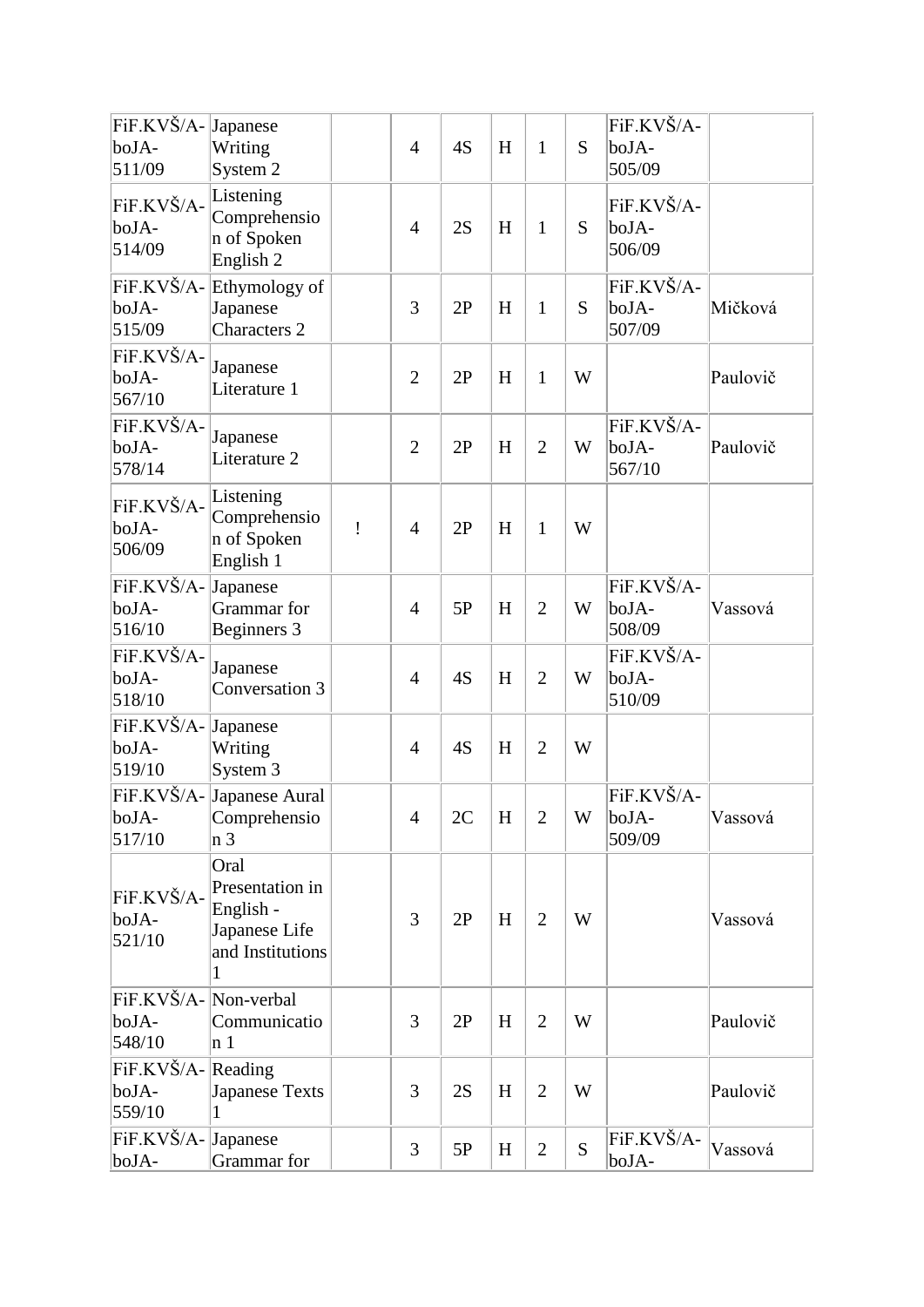| | | | | | | | | | |
|---|---|---|---|---|---|---|---|---|---|
| FiF.KVŠ/A-boJA-511/09 | Japanese Writing System 2 | | 4 | 4S | H | 1 | S | FiF.KVŠ/A-boJA-505/09 | |
| FiF.KVŠ/A-boJA-514/09 | Listening Comprehension of Spoken English 2 | | 4 | 2S | H | 1 | S | FiF.KVŠ/A-boJA-506/09 | |
| FiF.KVŠ/A-boJA-515/09 | Ethymology of Japanese Characters 2 | | 3 | 2P | H | 1 | S | FiF.KVŠ/A-boJA-507/09 | Mičková |
| FiF.KVŠ/A-boJA-567/10 | Japanese Literature 1 | | 2 | 2P | H | 1 | W | | Paulovič |
| FiF.KVŠ/A-boJA-578/14 | Japanese Literature 2 | | 2 | 2P | H | 2 | W | FiF.KVŠ/A-boJA-567/10 | Paulovič |
| FiF.KVŠ/A-boJA-506/09 | Listening Comprehension of Spoken English 1 | ! | 4 | 2P | H | 1 | W | | |
| FiF.KVŠ/A-boJA-516/10 | Japanese Grammar for Beginners 3 | | 4 | 5P | H | 2 | W | FiF.KVŠ/A-boJA-508/09 | Vassová |
| FiF.KVŠ/A-boJA-518/10 | Japanese Conversation 3 | | 4 | 4S | H | 2 | W | FiF.KVŠ/A-boJA-510/09 | |
| FiF.KVŠ/A-boJA-519/10 | Japanese Writing System 3 | | 4 | 4S | H | 2 | W | | |
| FiF.KVŠ/A-boJA-517/10 | Japanese Aural Comprehension 3 | | 4 | 2C | H | 2 | W | FiF.KVŠ/A-boJA-509/09 | Vassová |
| FiF.KVŠ/A-boJA-521/10 | Oral Presentation in English - Japanese Life and Institutions 1 | | 3 | 2P | H | 2 | W | | Vassová |
| FiF.KVŠ/A-boJA-548/10 | Non-verbal Communication 1 | | 3 | 2P | H | 2 | W | | Paulovič |
| FiF.KVŠ/A-boJA-559/10 | Reading Japanese Texts 1 | | 3 | 2S | H | 2 | W | | Paulovič |
| FiF.KVŠ/A-boJA- | Japanese Grammar for | | 3 | 5P | H | 2 | S | FiF.KVŠ/A-boJA- | Vassová |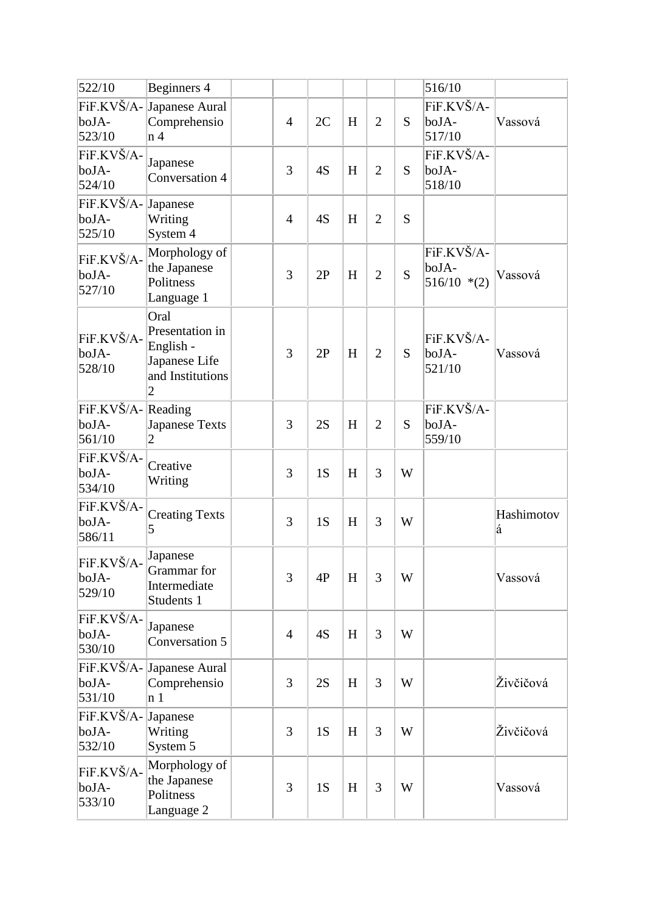| | | | | | | | | | |
|---|---|---|---|---|---|---|---|---|---|
| 522/10 | Beginners 4 | | | | | | | 516/10 | |
| FiF.KVŠ/A-boJA-523/10 | Japanese Aural Comprehension 4 | | 4 | 2C | H | 2 | S | FiF.KVŠ/A-boJA-517/10 | Vassová |
| FiF.KVŠ/A-boJA-524/10 | Japanese Conversation 4 | | 3 | 4S | H | 2 | S | FiF.KVŠ/A-boJA-518/10 | |
| FiF.KVŠ/A-boJA-525/10 | Japanese Writing System 4 | | 4 | 4S | H | 2 | S | | |
| FiF.KVŠ/A-boJA-527/10 | Morphology of the Japanese Politness Language 1 | | 3 | 2P | H | 2 | S | FiF.KVŠ/A-boJA-516/10 *(2) | Vassová |
| FiF.KVŠ/A-boJA-528/10 | Oral Presentation in English - Japanese Life and Institutions 2 | | 3 | 2P | H | 2 | S | FiF.KVŠ/A-boJA-521/10 | Vassová |
| FiF.KVŠ/A-boJA-561/10 | Reading Japanese Texts 2 | | 3 | 2S | H | 2 | S | FiF.KVŠ/A-boJA-559/10 | |
| FiF.KVŠ/A-boJA-534/10 | Creative Writing | | 3 | 1S | H | 3 | W | | |
| FiF.KVŠ/A-boJA-586/11 | Creating Texts 5 | | 3 | 1S | H | 3 | W | | Hashimotová |
| FiF.KVŠ/A-boJA-529/10 | Japanese Grammar for Intermediate Students 1 | | 3 | 4P | H | 3 | W | | Vassová |
| FiF.KVŠ/A-boJA-530/10 | Japanese Conversation 5 | | 4 | 4S | H | 3 | W | | |
| FiF.KVŠ/A-boJA-531/10 | Japanese Aural Comprehension 1 | | 3 | 2S | H | 3 | W | | Živčičová |
| FiF.KVŠ/A-boJA-532/10 | Japanese Writing System 5 | | 3 | 1S | H | 3 | W | | Živčičová |
| FiF.KVŠ/A-boJA-533/10 | Morphology of the Japanese Politness Language 2 | | 3 | 1S | H | 3 | W | | Vassová |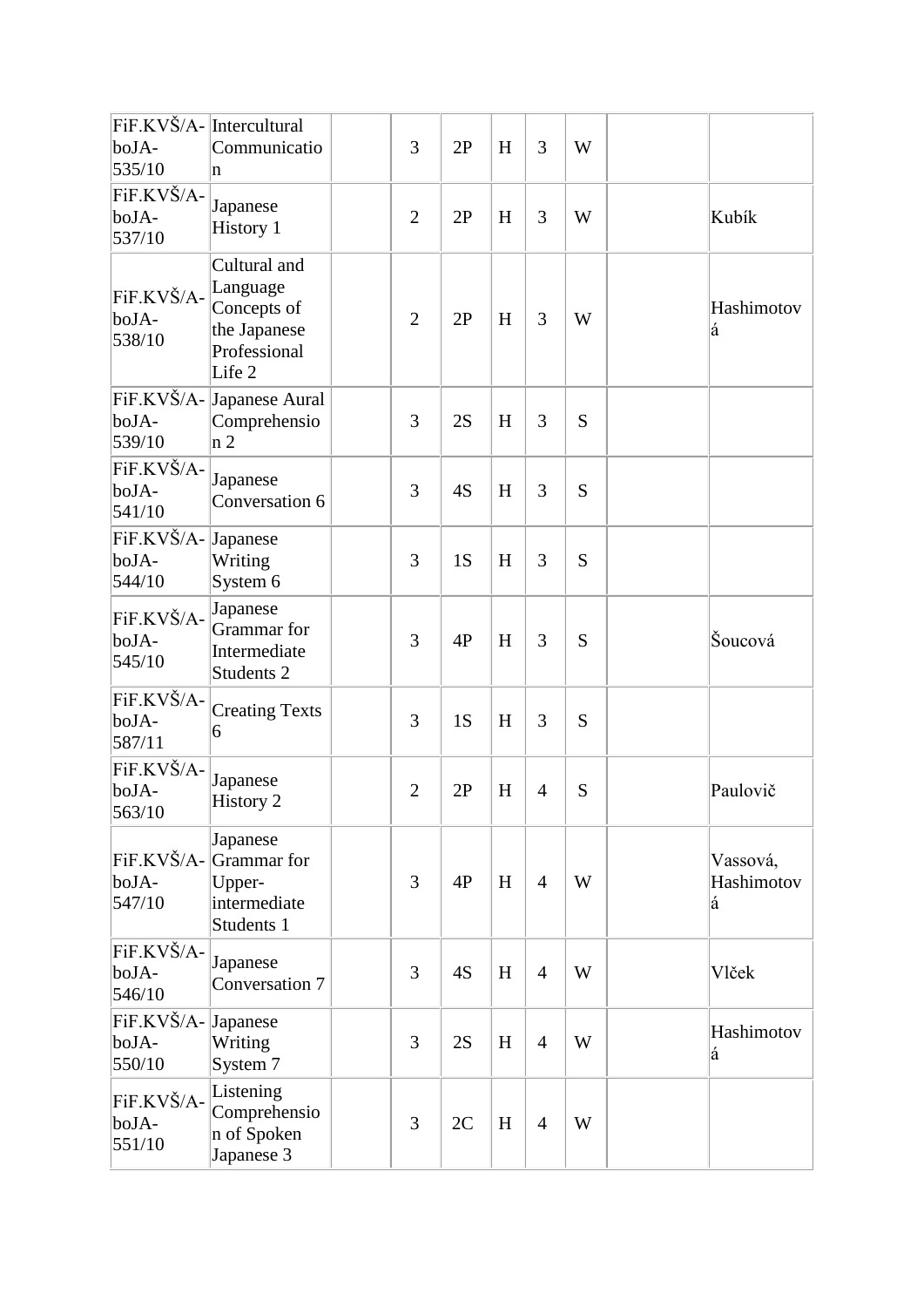| | | | | | | | | | |
|---|---|---|---|---|---|---|---|---|---|
| FiF.KVŠ/A-boJA-535/10 | Intercultural Communication | | 3 | 2P | H | 3 | W | | |
| FiF.KVŠ/A-boJA-537/10 | Japanese History 1 | | 2 | 2P | H | 3 | W | | Kubík |
| FiF.KVŠ/A-boJA-538/10 | Cultural and Language Concepts of the Japanese Professional Life 2 | | 2 | 2P | H | 3 | W | | Hashimotová |
| FiF.KVŠ/A-boJA-539/10 | Japanese Aural Comprehension 2 | | 3 | 2S | H | 3 | S | | |
| FiF.KVŠ/A-boJA-541/10 | Japanese Conversation 6 | | 3 | 4S | H | 3 | S | | |
| FiF.KVŠ/A-boJA-544/10 | Japanese Writing System 6 | | 3 | 1S | H | 3 | S | | |
| FiF.KVŠ/A-boJA-545/10 | Japanese Grammar for Intermediate Students 2 | | 3 | 4P | H | 3 | S | | Šoucová |
| FiF.KVŠ/A-boJA-587/11 | Creating Texts 6 | | 3 | 1S | H | 3 | S | | |
| FiF.KVŠ/A-boJA-563/10 | Japanese History 2 | | 2 | 2P | H | 4 | S | | Paulovič |
| FiF.KVŠ/A-boJA-547/10 | Japanese Grammar for Upper-intermediate Students 1 | | 3 | 4P | H | 4 | W | | Vassová, Hashimotová |
| FiF.KVŠ/A-boJA-546/10 | Japanese Conversation 7 | | 3 | 4S | H | 4 | W | | Vlček |
| FiF.KVŠ/A-boJA-550/10 | Japanese Writing System 7 | | 3 | 2S | H | 4 | W | | Hashimotová |
| FiF.KVŠ/A-boJA-551/10 | Listening Comprehension of Spoken Japanese 3 | | 3 | 2C | H | 4 | W | | |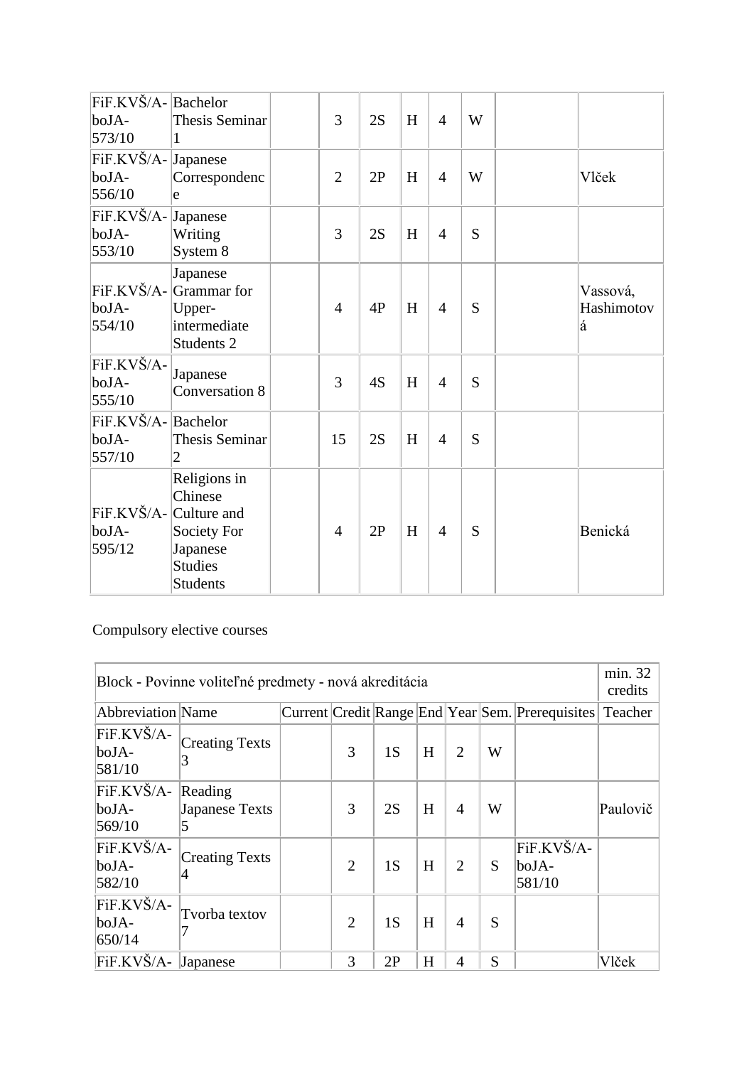| FiF.KVŠ/A-boJA-573/10 | Bachelor Thesis Seminar 1 | | 3 | 2S | H | 4 | W | | |
|---|---|---|---|---|---|---|---|---|---|
| FiF.KVŠ/A-boJA-556/10 | Japanese Correspondence | | 2 | 2P | H | 4 | W | | Vlček |
| FiF.KVŠ/A-boJA-553/10 | Japanese Writing System 8 | | 3 | 2S | H | 4 | S | | |
| FiF.KVŠ/A-boJA-554/10 | Japanese Grammar for Upper-intermediate Students 2 | | 4 | 4P | H | 4 | S | | Vassová, Hashimotová |
| FiF.KVŠ/A-boJA-555/10 | Japanese Conversation 8 | | 3 | 4S | H | 4 | S | | |
| FiF.KVŠ/A-boJA-557/10 | Bachelor Thesis Seminar 2 | | 15 | 2S | H | 4 | S | | |
| FiF.KVŠ/A-boJA-595/12 | Religions in Chinese Culture and Society For Japanese Studies Students | | 4 | 2P | H | 4 | S | | Benická |

Compulsory elective courses

| Block - Povinne voliteľné predmety - nová akreditácia | | | | | | | | | min. 32 credits |
|---|---|---|---|---|---|---|---|---|---|
| Abbreviation | Name | Current | Credit | Range | End | Year | Sem. | Prerequisites | Teacher |
| FiF.KVŠ/A-boJA-581/10 | Creating Texts 3 | | 3 | 1S | H | 2 | W | | |
| FiF.KVŠ/A-boJA-569/10 | Reading Japanese Texts 5 | | 3 | 2S | H | 4 | W | | Paulovič |
| FiF.KVŠ/A-boJA-582/10 | Creating Texts 4 | | 2 | 1S | H | 2 | S | FiF.KVŠ/A-boJA-581/10 | |
| FiF.KVŠ/A-boJA-650/14 | Tvorba textov 7 | | 2 | 1S | H | 4 | S | | |
| FiF.KVŠ/A- | Japanese | | 3 | 2P | H | 4 | S | | Vlček |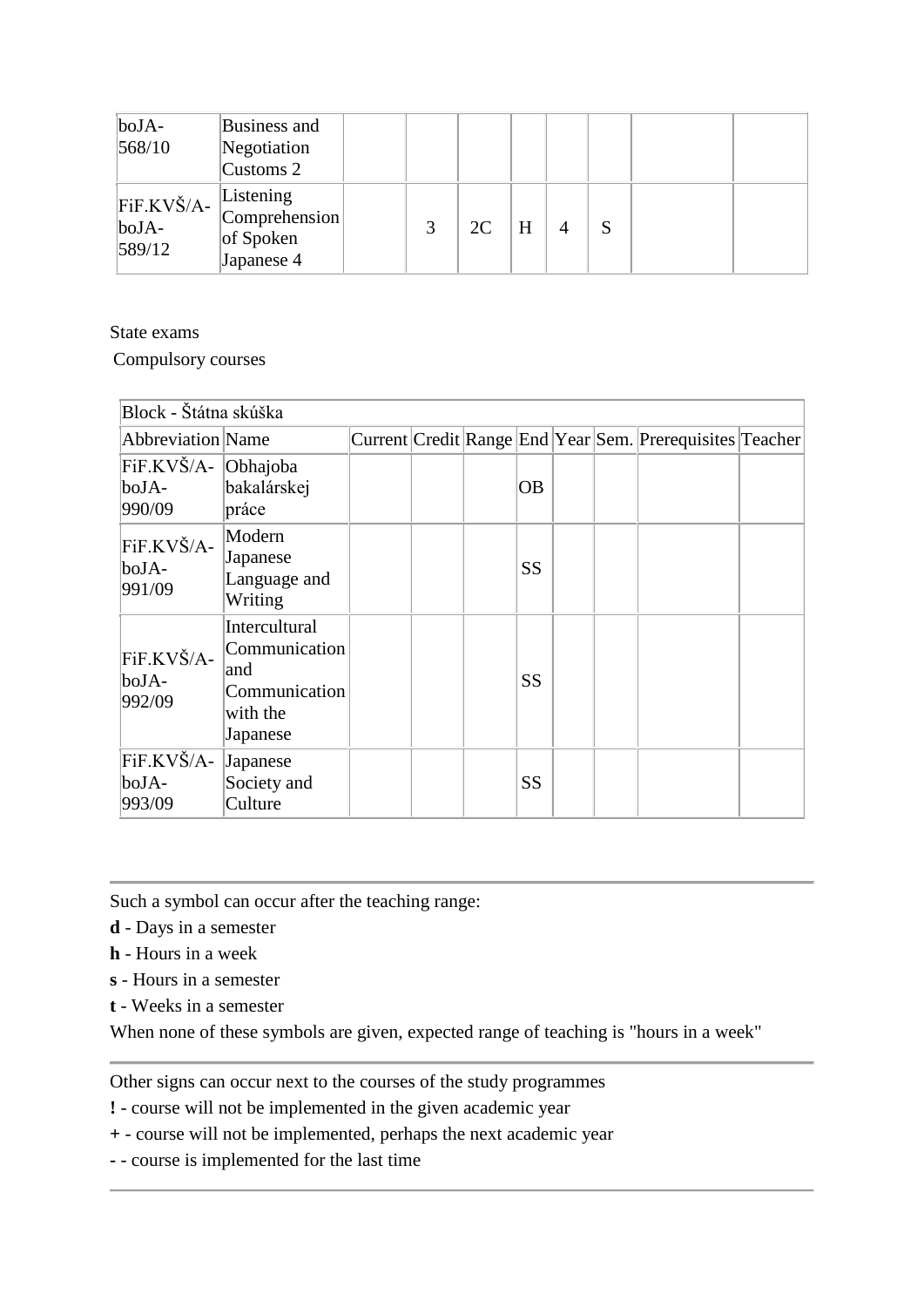| | | | | | | | | | |
|---|---|---|---|---|---|---|---|---|---|
| boJA-568/10 | Business and Negotiation Customs 2 | | | | | | | | |
| FiF.KVŠ/A-boJA-589/12 | Listening Comprehension of Spoken Japanese 4 | | 3 | 2C | H | 4 | S | | |

State exams

Compulsory courses

| Block - Štátna skúška | | | | | | | | | |
|---|---|---|---|---|---|---|---|---|---|
| Abbreviation | Name | Current | Credit | Range | End | Year | Sem. | Prerequisites | Teacher |
| FiF.KVŠ/A-boJA-990/09 | Obhajoba bakalárskej práce | | | | OB | | | | |
| FiF.KVŠ/A-boJA-991/09 | Modern Japanese Language and Writing | | | | SS | | | | |
| FiF.KVŠ/A-boJA-992/09 | Intercultural Communication and Communication with the Japanese | | | | SS | | | | |
| FiF.KVŠ/A-boJA-993/09 | Japanese Society and Culture | | | | SS | | | | |

---

Such a symbol can occur after the teaching range:

**d** - Days in a semester

**h** - Hours in a week

**s** - Hours in a semester

**t** - Weeks in a semester

When none of these symbols are given, expected range of teaching is "hours in a week"

---

Other signs can occur next to the courses of the study programmes

**!** - course will not be implemented in the given academic year

**+** - course will not be implemented, perhaps the next academic year

**-** - course is implemented for the last time

---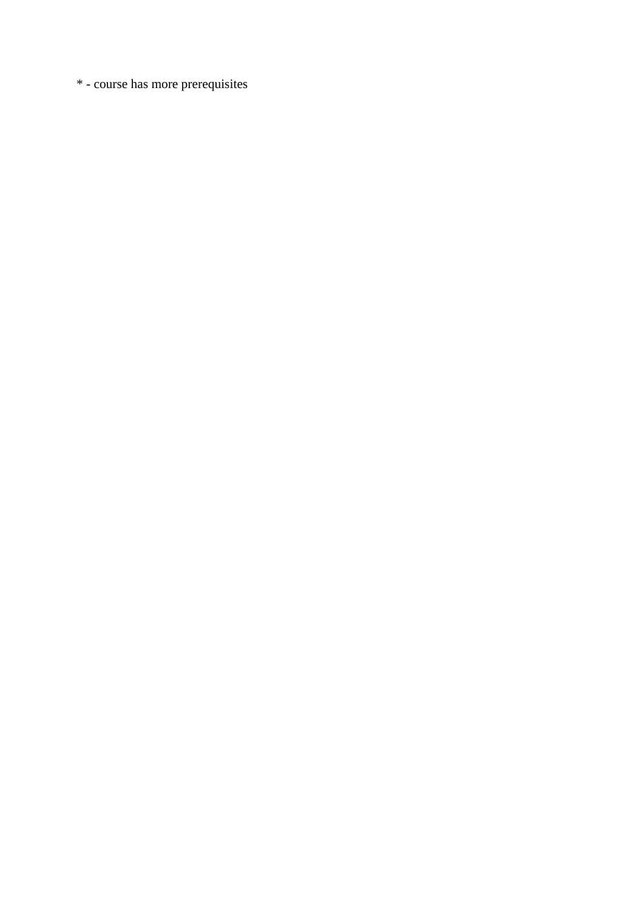* - course has more prerequisites